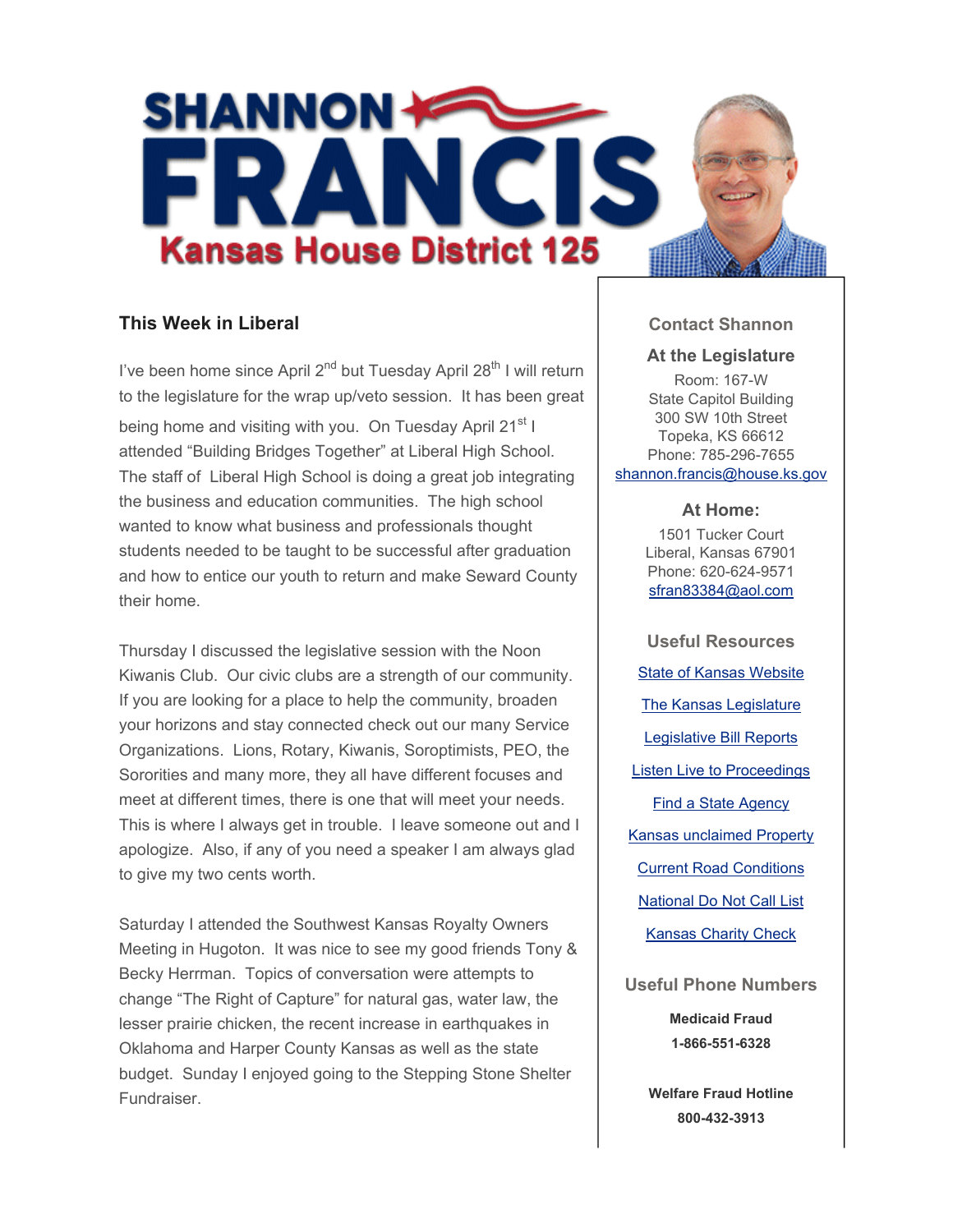# SHANNON FRANCIS

## Kansas House District 125

### This Week in Liberal

I've been home since April 2nd but Tuesday April 28th I will return to the legislature for the wrap up/veto session. It has been great being home and visiting with you. On Tuesday April 21st I attended "Building Bridges Together" at Liberal High School. The staff of Liberal High School is doing a great job integrating the business and education communities. The high school wanted to know what business and professionals thought students needed to be taught to be successful after graduation and how to entice our youth to return and make Seward County their home.

Thursday I discussed the legislative session with the Noon Kiwanis Club. Our civic clubs are a strength of our community. If you are looking for a place to help the community, broaden your horizons and stay connected check out our many Service Organizations. Lions, Rotary, Kiwanis, Soroptimists, PEO, the Sororities and many more, they all have different focuses and meet at different times, there is one that will meet your needs. This is where I always get in trouble. I leave someone out and I apologize. Also, if any of you need a speaker I am always glad to give my two cents worth.

Saturday I attended the Southwest Kansas Royalty Owners Meeting in Hugoton. It was nice to see my good friends Tony & Becky Herrman. Topics of conversation were attempts to change "The Right of Capture" for natural gas, water law, the lesser prairie chicken, the recent increase in earthquakes in Oklahoma and Harper County Kansas as well as the state budget. Sunday I enjoyed going to the Stepping Stone Shelter Fundraiser.

### Contact Shannon

**At the Legislature**

Room: 167-W
State Capitol Building
300 SW 10th Street
Topeka, KS 66612
Phone: 785-296-7655
shannon.francis@house.ks.gov

**At Home:**

1501 Tucker Court
Liberal, Kansas 67901
Phone: 620-624-9571
sfran83384@aol.com

### Useful Resources

- State of Kansas Website
- The Kansas Legislature
- Legislative Bill Reports
- Listen Live to Proceedings
- Find a State Agency
- Kansas unclaimed Property
- Current Road Conditions
- National Do Not Call List
- Kansas Charity Check

### Useful Phone Numbers

**Medicaid Fraud**
**1-866-551-6328**

**Welfare Fraud Hotline**
**800-432-3913**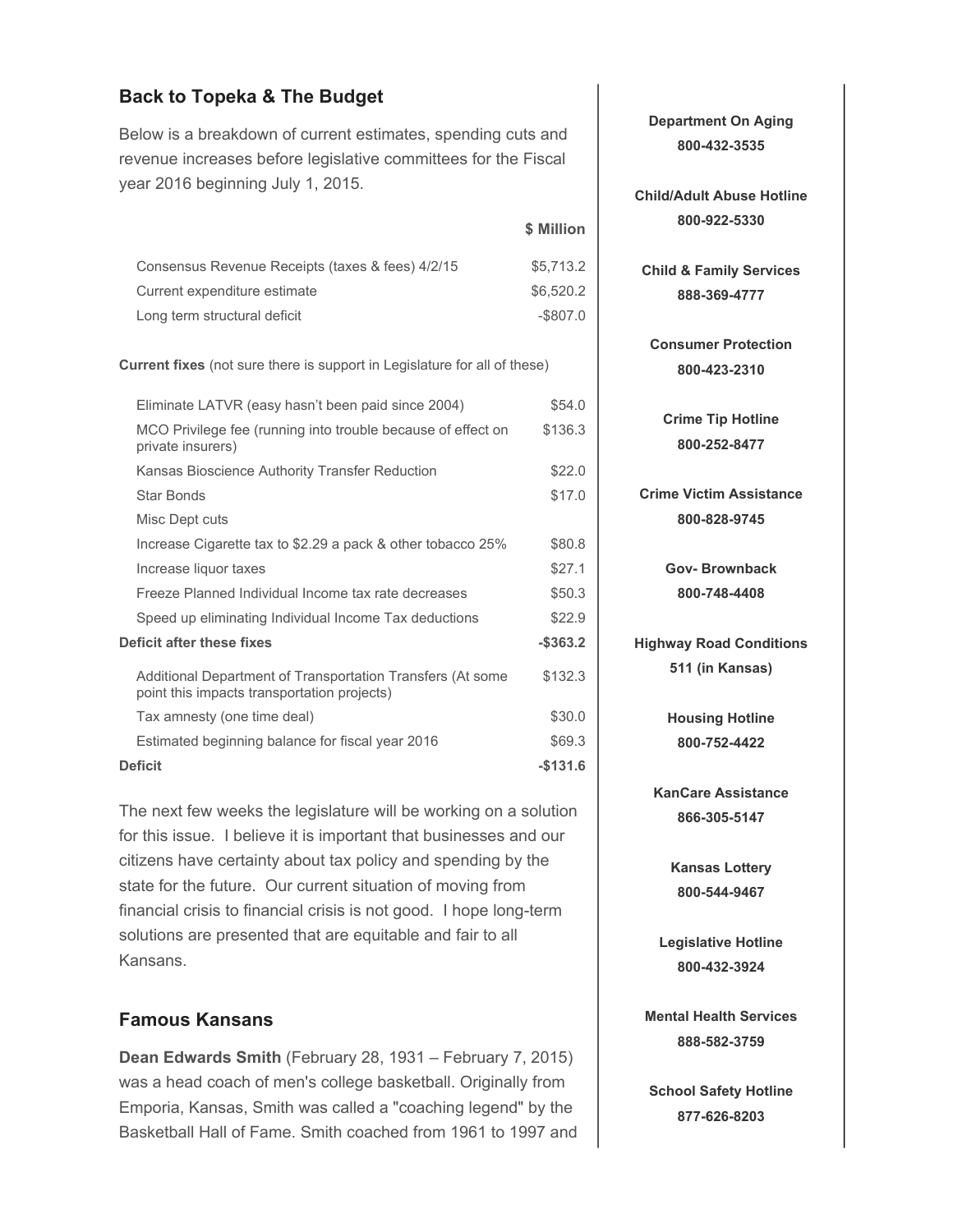## Back to Topeka & The Budget

Below is a breakdown of current estimates, spending cuts and revenue increases before legislative committees for the Fiscal year 2016 beginning July 1, 2015.

| | $ Million |
|---|---|
| Consensus Revenue Receipts (taxes & fees) 4/2/15 | $5,713.2 |
| Current expenditure estimate | $6,520.2 |
| Long term structural deficit | -$807.0 |
| **Current fixes** (not sure there is support in Legislature for all of these) | |
| Eliminate LATVR (easy hasn't been paid since 2004) | $54.0 |
| MCO Privilege fee (running into trouble because of effect on private insurers) | $136.3 |
| Kansas Bioscience Authority Transfer Reduction | $22.0 |
| Star Bonds | $17.0 |
| Misc Dept cuts | |
| Increase Cigarette tax to $2.29 a pack & other tobacco 25% | $80.8 |
| Increase liquor taxes | $27.1 |
| Freeze Planned Individual Income tax rate decreases | $50.3 |
| Speed up eliminating Individual Income Tax deductions | $22.9 |
| **Deficit after these fixes** | **-$363.2** |
| Additional Department of Transportation Transfers (At some point this impacts transportation projects) | $132.3 |
| Tax amnesty (one time deal) | $30.0 |
| Estimated beginning balance for fiscal year 2016 | $69.3 |
| **Deficit** | **-$131.6** |

The next few weeks the legislature will be working on a solution for this issue. I believe it is important that businesses and our citizens have certainty about tax policy and spending by the state for the future. Our current situation of moving from financial crisis to financial crisis is not good. I hope long-term solutions are presented that are equitable and fair to all Kansans.

## Famous Kansans

**Dean Edwards Smith** (February 28, 1931 – February 7, 2015) was a head coach of men's college basketball. Originally from Emporia, Kansas, Smith was called a "coaching legend" by the Basketball Hall of Fame. Smith coached from 1961 to 1997 and

**Department On Aging**
**800-432-3535**

**Child/Adult Abuse Hotline**
**800-922-5330**

**Child & Family Services**
**888-369-4777**

**Consumer Protection**
**800-423-2310**

**Crime Tip Hotline**
**800-252-8477**

**Crime Victim Assistance**
**800-828-9745**

**Gov- Brownback**
**800-748-4408**

**Highway Road Conditions**
**511 (in Kansas)**

**Housing Hotline**
**800-752-4422**

**KanCare Assistance**
**866-305-5147**

**Kansas Lottery**
**800-544-9467**

**Legislative Hotline**
**800-432-3924**

**Mental Health Services**
**888-582-3759**

**School Safety Hotline**
**877-626-8203**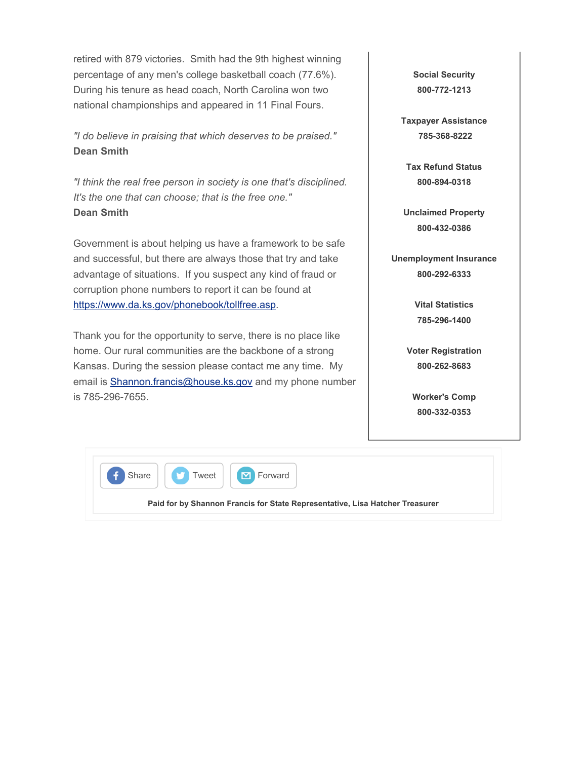retired with 879 victories. Smith had the 9th highest winning percentage of any men's college basketball coach (77.6%). During his tenure as head coach, North Carolina won two national championships and appeared in 11 Final Fours.

*"I do believe in praising that which deserves to be praised."*
**Dean Smith**

*"I think the real free person in society is one that's disciplined. It's the one that can choose; that is the free one."*
**Dean Smith**

Government is about helping us have a framework to be safe and successful, but there are always those that try and take advantage of situations. If you suspect any kind of fraud or corruption phone numbers to report it can be found at https://www.da.ks.gov/phonebook/tollfree.asp.

Thank you for the opportunity to serve, there is no place like home. Our rural communities are the backbone of a strong Kansas. During the session please contact me any time. My email is Shannon.francis@house.ks.gov and my phone number is 785-296-7655.

**Social Security**
**800-772-1213**

**Taxpayer Assistance**
**785-368-8222**

**Tax Refund Status**
**800-894-0318**

**Unclaimed Property**
**800-432-0386**

**Unemployment Insurance**
**800-292-6333**

**Vital Statistics**
**785-296-1400**

**Voter Registration**
**800-262-8683**

**Worker's Comp**
**800-332-0353**

Share Tweet Forward

**Paid for by Shannon Francis for State Representative, Lisa Hatcher Treasurer**